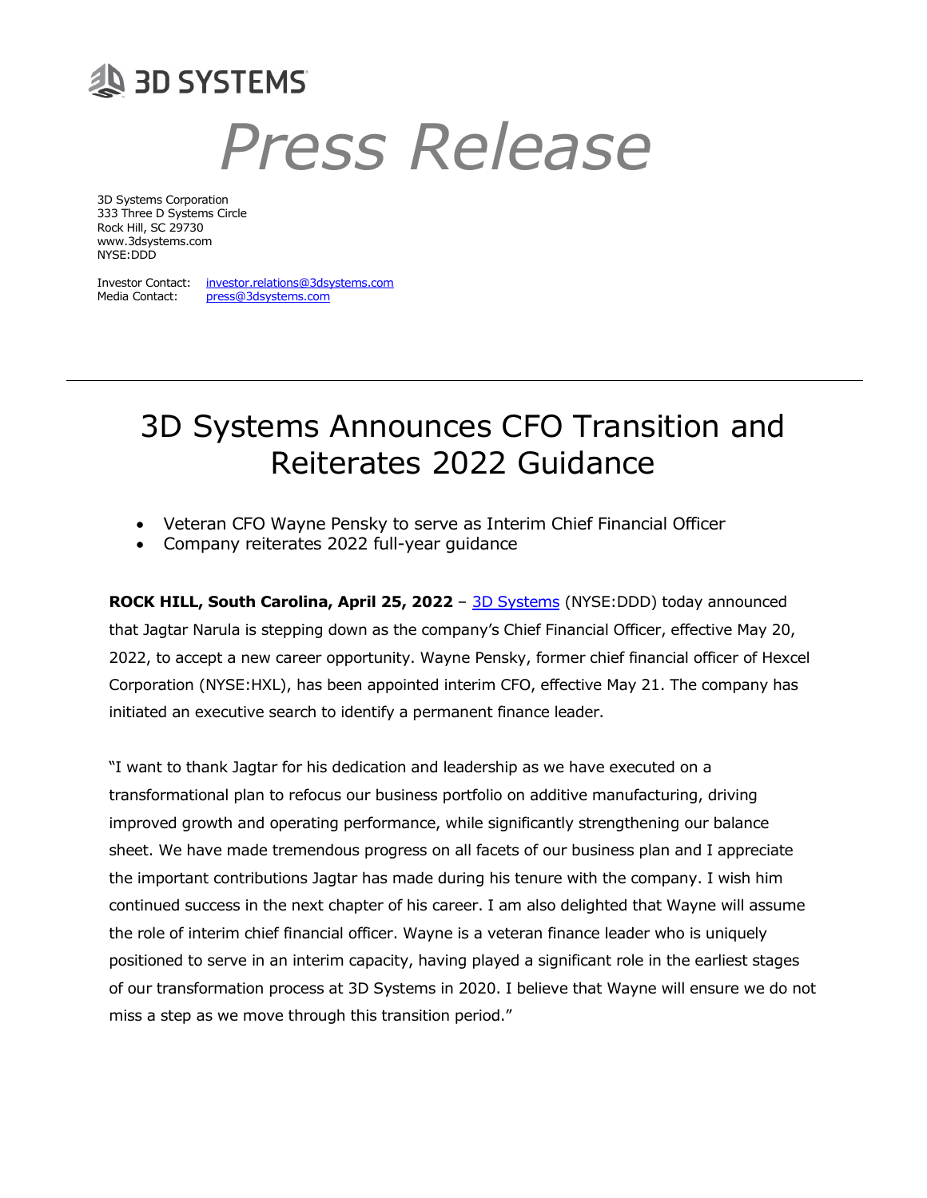3D SYSTEMS

*Press Release*

3D Systems Corporation
333 Three D Systems Circle
Rock Hill, SC 29730
www.3dsystems.com
NYSE:DDD

Investor Contact: investor.relations@3dsystems.com
Media Contact: press@3dsystems.com

---

# 3D Systems Announces CFO Transition and Reiterates 2022 Guidance

- Veteran CFO Wayne Pensky to serve as Interim Chief Financial Officer
- Company reiterates 2022 full-year guidance

**ROCK HILL, South Carolina, April 25, 2022** – [3D Systems](https://www.3dsystems.com) (NYSE:DDD) today announced that Jagtar Narula is stepping down as the company's Chief Financial Officer, effective May 20, 2022, to accept a new career opportunity. Wayne Pensky, former chief financial officer of Hexcel Corporation (NYSE:HXL), has been appointed interim CFO, effective May 21. The company has initiated an executive search to identify a permanent finance leader.

"I want to thank Jagtar for his dedication and leadership as we have executed on a transformational plan to refocus our business portfolio on additive manufacturing, driving improved growth and operating performance, while significantly strengthening our balance sheet. We have made tremendous progress on all facets of our business plan and I appreciate the important contributions Jagtar has made during his tenure with the company. I wish him continued success in the next chapter of his career. I am also delighted that Wayne will assume the role of interim chief financial officer. Wayne is a veteran finance leader who is uniquely positioned to serve in an interim capacity, having played a significant role in the earliest stages of our transformation process at 3D Systems in 2020. I believe that Wayne will ensure we do not miss a step as we move through this transition period."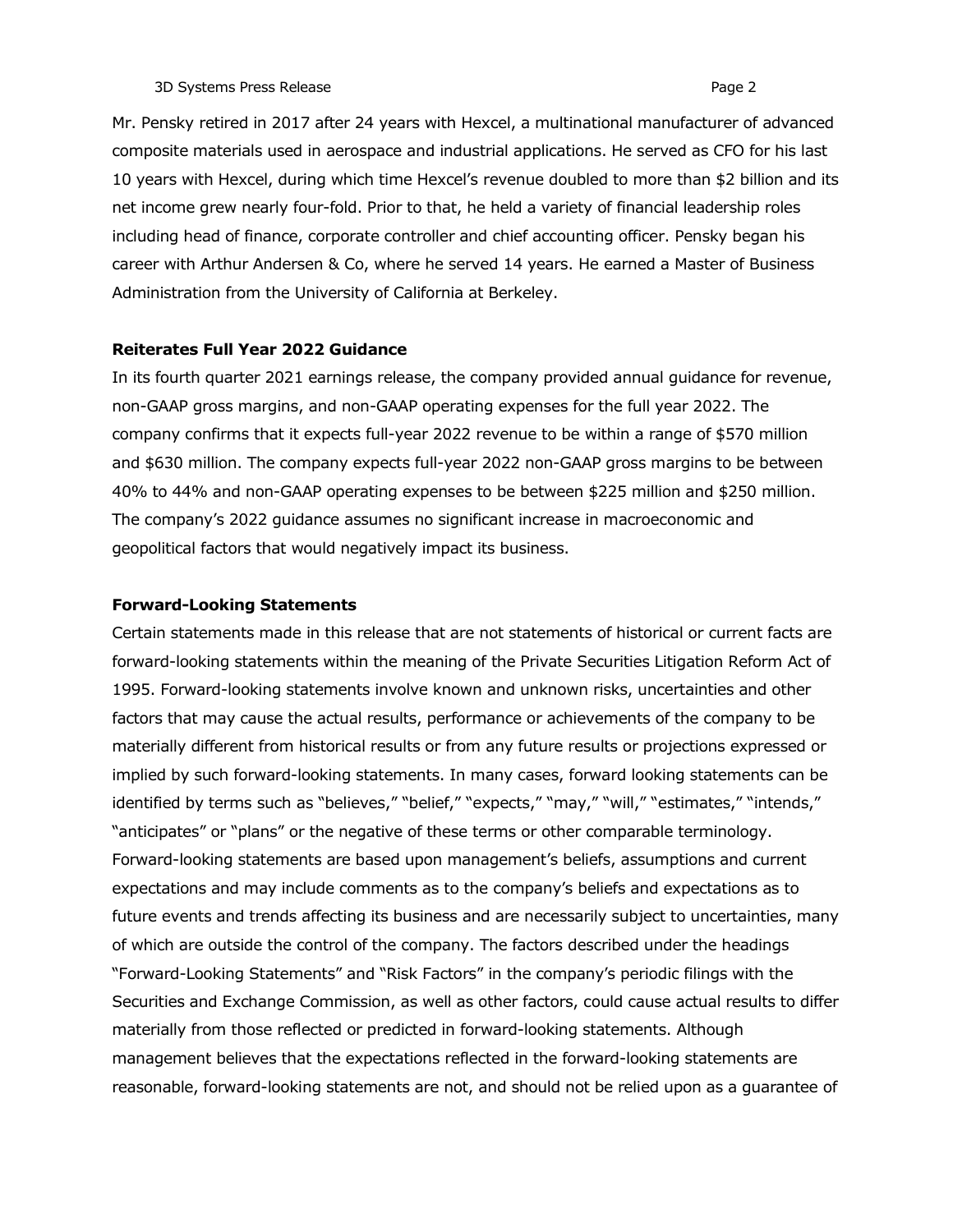Mr. Pensky retired in 2017 after 24 years with Hexcel, a multinational manufacturer of advanced composite materials used in aerospace and industrial applications. He served as CFO for his last 10 years with Hexcel, during which time Hexcel's revenue doubled to more than $2 billion and its net income grew nearly four-fold. Prior to that, he held a variety of financial leadership roles including head of finance, corporate controller and chief accounting officer. Pensky began his career with Arthur Andersen & Co, where he served 14 years. He earned a Master of Business Administration from the University of California at Berkeley.

**Reiterates Full Year 2022 Guidance**

In its fourth quarter 2021 earnings release, the company provided annual guidance for revenue, non-GAAP gross margins, and non-GAAP operating expenses for the full year 2022. The company confirms that it expects full-year 2022 revenue to be within a range of $570 million and $630 million. The company expects full-year 2022 non-GAAP gross margins to be between 40% to 44% and non-GAAP operating expenses to be between $225 million and $250 million. The company's 2022 guidance assumes no significant increase in macroeconomic and geopolitical factors that would negatively impact its business.

**Forward-Looking Statements**

Certain statements made in this release that are not statements of historical or current facts are forward-looking statements within the meaning of the Private Securities Litigation Reform Act of 1995. Forward-looking statements involve known and unknown risks, uncertainties and other factors that may cause the actual results, performance or achievements of the company to be materially different from historical results or from any future results or projections expressed or implied by such forward-looking statements. In many cases, forward looking statements can be identified by terms such as "believes," "belief," "expects," "may," "will," "estimates," "intends," "anticipates" or "plans" or the negative of these terms or other comparable terminology. Forward-looking statements are based upon management's beliefs, assumptions and current expectations and may include comments as to the company's beliefs and expectations as to future events and trends affecting its business and are necessarily subject to uncertainties, many of which are outside the control of the company. The factors described under the headings "Forward-Looking Statements" and "Risk Factors" in the company's periodic filings with the Securities and Exchange Commission, as well as other factors, could cause actual results to differ materially from those reflected or predicted in forward-looking statements. Although management believes that the expectations reflected in the forward-looking statements are reasonable, forward-looking statements are not, and should not be relied upon as a guarantee of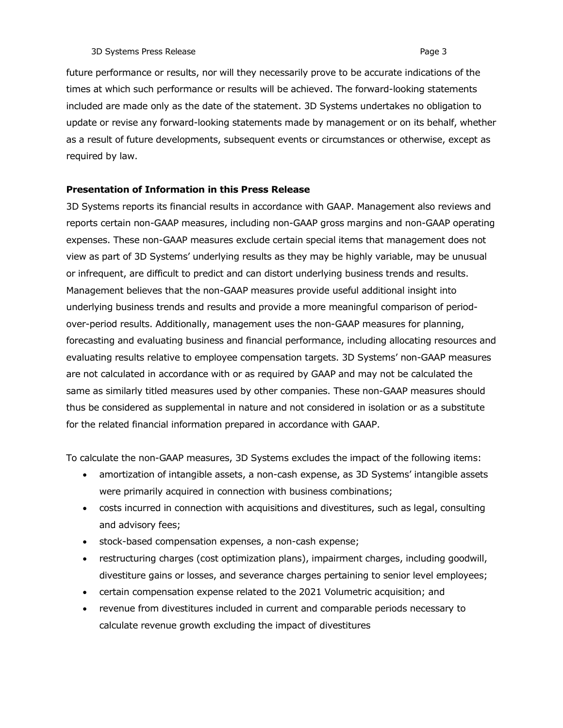future performance or results, nor will they necessarily prove to be accurate indications of the times at which such performance or results will be achieved. The forward-looking statements included are made only as the date of the statement. 3D Systems undertakes no obligation to update or revise any forward-looking statements made by management or on its behalf, whether as a result of future developments, subsequent events or circumstances or otherwise, except as required by law.

**Presentation of Information in this Press Release**

3D Systems reports its financial results in accordance with GAAP. Management also reviews and reports certain non-GAAP measures, including non-GAAP gross margins and non-GAAP operating expenses. These non-GAAP measures exclude certain special items that management does not view as part of 3D Systems' underlying results as they may be highly variable, may be unusual or infrequent, are difficult to predict and can distort underlying business trends and results. Management believes that the non-GAAP measures provide useful additional insight into underlying business trends and results and provide a more meaningful comparison of period-over-period results. Additionally, management uses the non-GAAP measures for planning, forecasting and evaluating business and financial performance, including allocating resources and evaluating results relative to employee compensation targets. 3D Systems' non-GAAP measures are not calculated in accordance with or as required by GAAP and may not be calculated the same as similarly titled measures used by other companies. These non-GAAP measures should thus be considered as supplemental in nature and not considered in isolation or as a substitute for the related financial information prepared in accordance with GAAP.

To calculate the non-GAAP measures, 3D Systems excludes the impact of the following items:

- amortization of intangible assets, a non-cash expense, as 3D Systems' intangible assets were primarily acquired in connection with business combinations;
- costs incurred in connection with acquisitions and divestitures, such as legal, consulting and advisory fees;
- stock-based compensation expenses, a non-cash expense;
- restructuring charges (cost optimization plans), impairment charges, including goodwill, divestiture gains or losses, and severance charges pertaining to senior level employees;
- certain compensation expense related to the 2021 Volumetric acquisition; and
- revenue from divestitures included in current and comparable periods necessary to calculate revenue growth excluding the impact of divestitures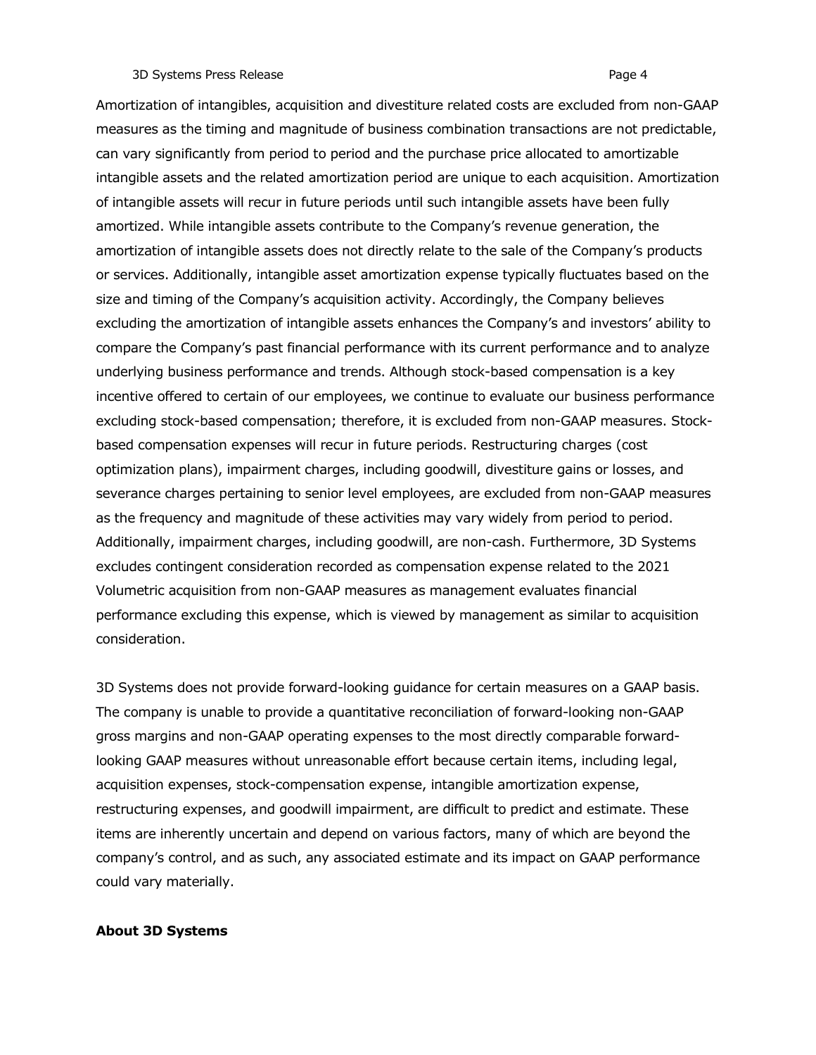Amortization of intangibles, acquisition and divestiture related costs are excluded from non-GAAP measures as the timing and magnitude of business combination transactions are not predictable, can vary significantly from period to period and the purchase price allocated to amortizable intangible assets and the related amortization period are unique to each acquisition. Amortization of intangible assets will recur in future periods until such intangible assets have been fully amortized. While intangible assets contribute to the Company's revenue generation, the amortization of intangible assets does not directly relate to the sale of the Company's products or services. Additionally, intangible asset amortization expense typically fluctuates based on the size and timing of the Company's acquisition activity. Accordingly, the Company believes excluding the amortization of intangible assets enhances the Company's and investors' ability to compare the Company's past financial performance with its current performance and to analyze underlying business performance and trends. Although stock-based compensation is a key incentive offered to certain of our employees, we continue to evaluate our business performance excluding stock-based compensation; therefore, it is excluded from non-GAAP measures. Stock-based compensation expenses will recur in future periods. Restructuring charges (cost optimization plans), impairment charges, including goodwill, divestiture gains or losses, and severance charges pertaining to senior level employees, are excluded from non-GAAP measures as the frequency and magnitude of these activities may vary widely from period to period. Additionally, impairment charges, including goodwill, are non-cash. Furthermore, 3D Systems excludes contingent consideration recorded as compensation expense related to the 2021 Volumetric acquisition from non-GAAP measures as management evaluates financial performance excluding this expense, which is viewed by management as similar to acquisition consideration.

3D Systems does not provide forward-looking guidance for certain measures on a GAAP basis. The company is unable to provide a quantitative reconciliation of forward-looking non-GAAP gross margins and non-GAAP operating expenses to the most directly comparable forward-looking GAAP measures without unreasonable effort because certain items, including legal, acquisition expenses, stock-compensation expense, intangible amortization expense, restructuring expenses, and goodwill impairment, are difficult to predict and estimate. These items are inherently uncertain and depend on various factors, many of which are beyond the company's control, and as such, any associated estimate and its impact on GAAP performance could vary materially.

**About 3D Systems**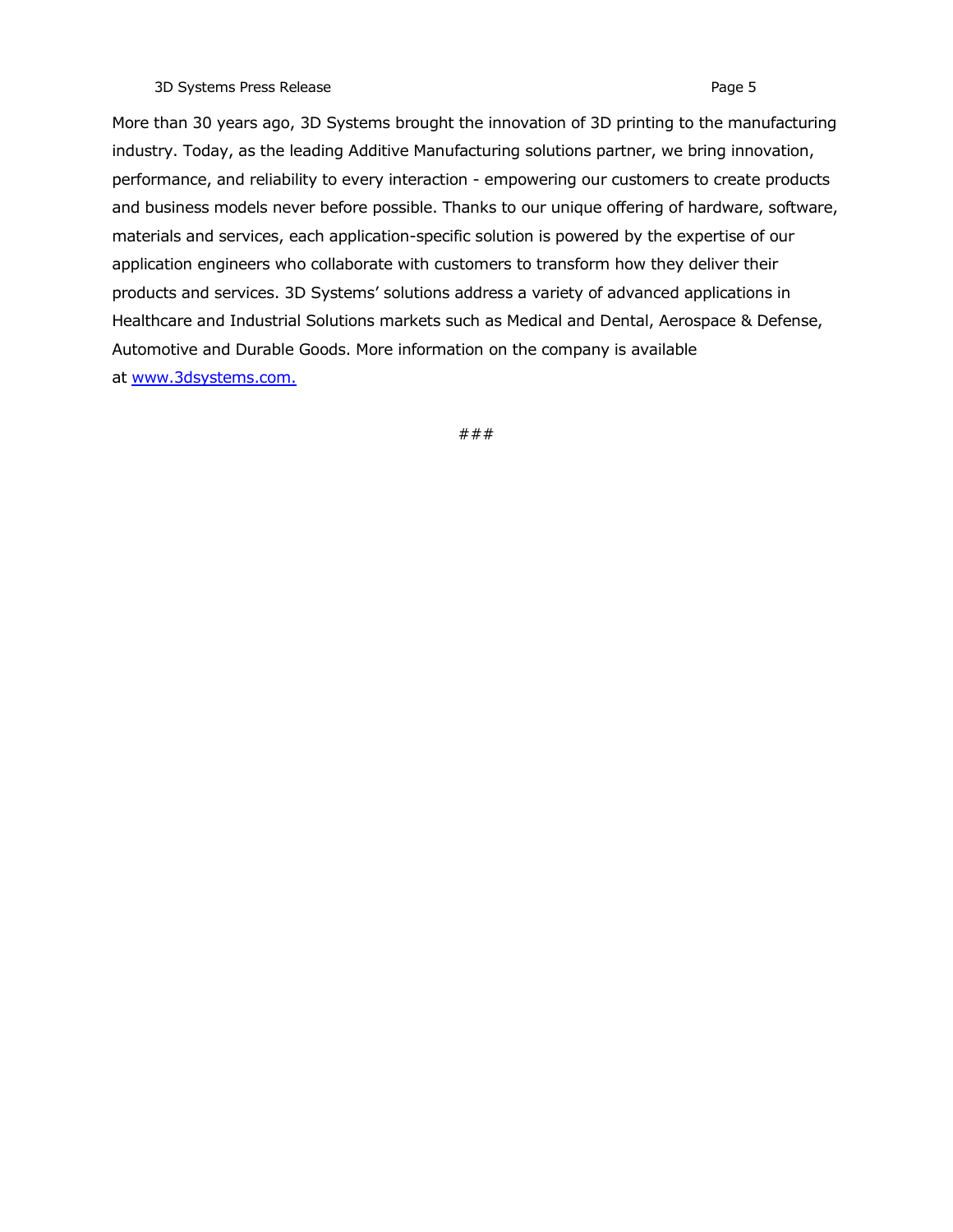More than 30 years ago, 3D Systems brought the innovation of 3D printing to the manufacturing industry. Today, as the leading Additive Manufacturing solutions partner, we bring innovation, performance, and reliability to every interaction - empowering our customers to create products and business models never before possible. Thanks to our unique offering of hardware, software, materials and services, each application-specific solution is powered by the expertise of our application engineers who collaborate with customers to transform how they deliver their products and services. 3D Systems' solutions address a variety of advanced applications in Healthcare and Industrial Solutions markets such as Medical and Dental, Aerospace & Defense, Automotive and Durable Goods. More information on the company is available at [www.3dsystems.com.](http://www.3dsystems.com)

###